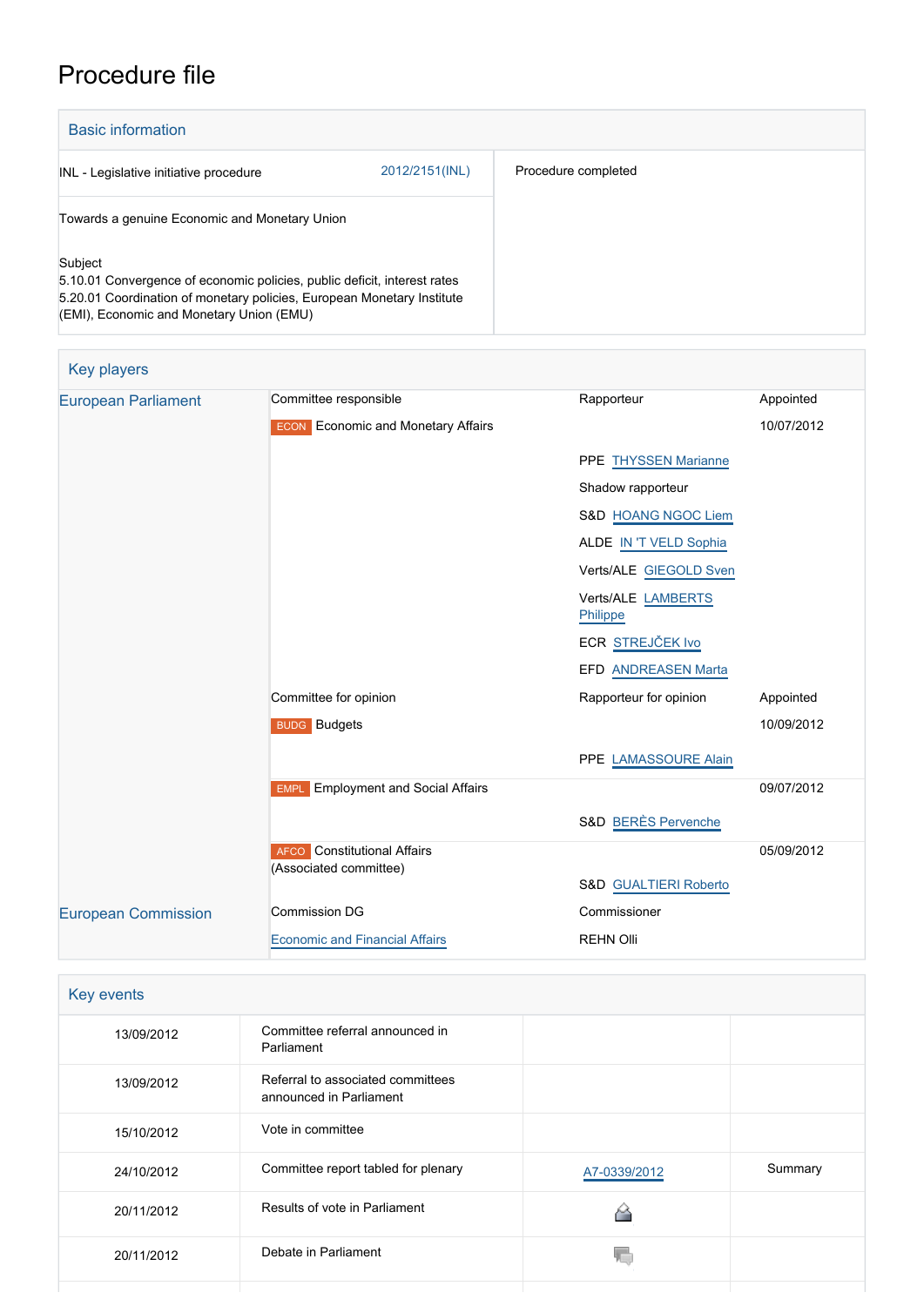# Procedure file

## Basic information

| | |
|---|---|
| INL - Legislative initiative procedure 2012/2151(INL) | Procedure completed |
| Towards a genuine Economic and Monetary Union | |
| Subject<br>5.10.01 Convergence of economic policies, public deficit, interest rates<br>5.20.01 Coordination of monetary policies, European Monetary Institute (EMI), Economic and Monetary Union (EMU) | |

## Key players

| | | | |
|---|---|---|---|
| European Parliament | Committee responsible | Rapporteur | Appointed |
| | ECON Economic and Monetary Affairs | | 10/07/2012 |
| | | PPE THYSSEN Marianne | |
| | | Shadow rapporteur | |
| | | S&D HOANG NGOC Liem | |
| | | ALDE IN 'T VELD Sophia | |
| | | Verts/ALE GIEGOLD Sven | |
| | | Verts/ALE LAMBERTS Philippe | |
| | | ECR STREJČEK Ivo | |
| | | EFD ANDREASEN Marta | |
| | Committee for opinion | Rapporteur for opinion | Appointed |
| | BUDG Budgets | | 10/09/2012 |
| | | PPE LAMASSOURE Alain | |
| | EMPL Employment and Social Affairs | | 09/07/2012 |
| | | S&D BERÈS Pervenche | |
| | AFCO Constitutional Affairs (Associated committee) | | 05/09/2012 |
| | | S&D GUALTIERI Roberto | |
| European Commission | Commission DG | Commissioner | |
| | Economic and Financial Affairs | REHN Olli | |

## Key events

| | | | |
|---|---|---|---|
| 13/09/2012 | Committee referral announced in Parliament | | |
| 13/09/2012 | Referral to associated committees announced in Parliament | | |
| 15/10/2012 | Vote in committee | | |
| 24/10/2012 | Committee report tabled for plenary | A7-0339/2012 | Summary |
| 20/11/2012 | Results of vote in Parliament | | |
| 20/11/2012 | Debate in Parliament | | |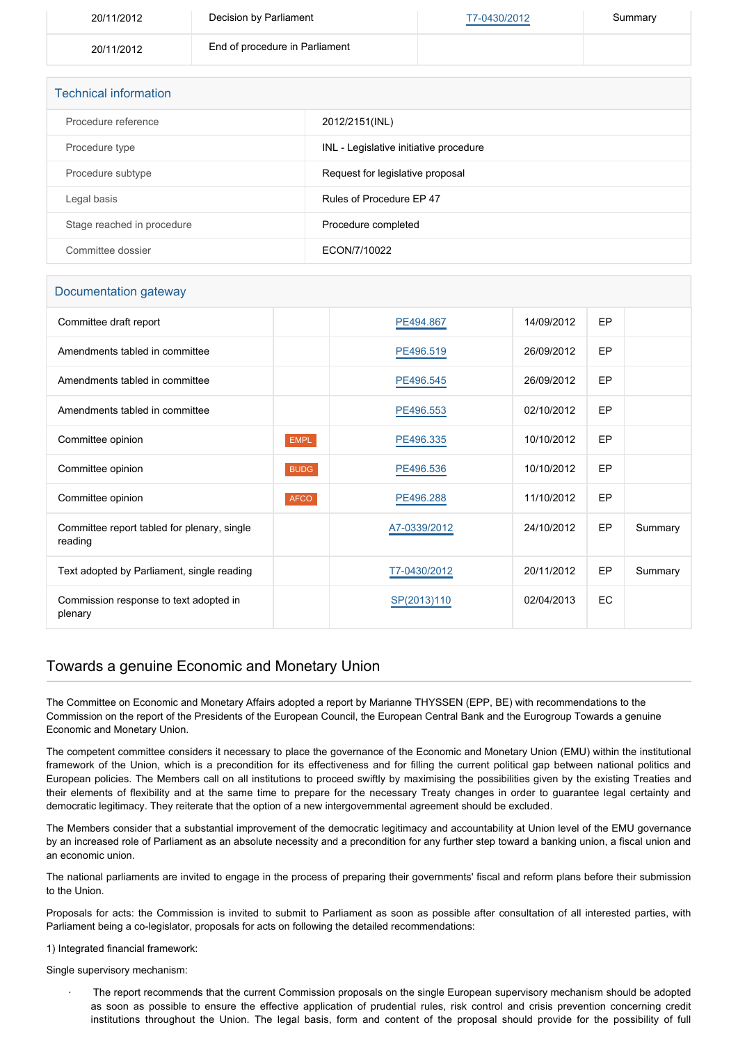| 20/11/2012 | Decision by Parliament | T7-0430/2012 | Summary |
|---|---|---|---|
| 20/11/2012 | End of procedure in Parliament | | |

## Technical information

| | |
|---|---|
| Procedure reference | 2012/2151(INL) |
| Procedure type | INL - Legislative initiative procedure |
| Procedure subtype | Request for legislative proposal |
| Legal basis | Rules of Procedure EP 47 |
| Stage reached in procedure | Procedure completed |
| Committee dossier | ECON/7/10022 |

## Documentation gateway

| | | | | | |
|---|---|---|---|---|---|
| Committee draft report | | PE494.867 | 14/09/2012 | EP | |
| Amendments tabled in committee | | PE496.519 | 26/09/2012 | EP | |
| Amendments tabled in committee | | PE496.545 | 26/09/2012 | EP | |
| Amendments tabled in committee | | PE496.553 | 02/10/2012 | EP | |
| Committee opinion | EMPL | PE496.335 | 10/10/2012 | EP | |
| Committee opinion | BUDG | PE496.536 | 10/10/2012 | EP | |
| Committee opinion | AFCO | PE496.288 | 11/10/2012 | EP | |
| Committee report tabled for plenary, single reading | | A7-0339/2012 | 24/10/2012 | EP | Summary |
| Text adopted by Parliament, single reading | | T7-0430/2012 | 20/11/2012 | EP | Summary |
| Commission response to text adopted in plenary | | SP(2013)110 | 02/04/2013 | EC | |

## Towards a genuine Economic and Monetary Union

The Committee on Economic and Monetary Affairs adopted a report by Marianne THYSSEN (EPP, BE) with recommendations to the Commission on the report of the Presidents of the European Council, the European Central Bank and the Eurogroup Towards a genuine Economic and Monetary Union.

The competent committee considers it necessary to place the governance of the Economic and Monetary Union (EMU) within the institutional framework of the Union, which is a precondition for its effectiveness and for filling the current political gap between national politics and European policies. The Members call on all institutions to proceed swiftly by maximising the possibilities given by the existing Treaties and their elements of flexibility and at the same time to prepare for the necessary Treaty changes in order to guarantee legal certainty and democratic legitimacy. They reiterate that the option of a new intergovernmental agreement should be excluded.

The Members consider that a substantial improvement of the democratic legitimacy and accountability at Union level of the EMU governance by an increased role of Parliament as an absolute necessity and a precondition for any further step toward a banking union, a fiscal union and an economic union.

The national parliaments are invited to engage in the process of preparing their governments' fiscal and reform plans before their submission to the Union.

Proposals for acts: the Commission is invited to submit to Parliament as soon as possible after consultation of all interested parties, with Parliament being a co-legislator, proposals for acts on following the detailed recommendations:

1) Integrated financial framework:

Single supervisory mechanism:

- The report recommends that the current Commission proposals on the single European supervisory mechanism should be adopted as soon as possible to ensure the effective application of prudential rules, risk control and crisis prevention concerning credit institutions throughout the Union. The legal basis, form and content of the proposal should provide for the possibility of full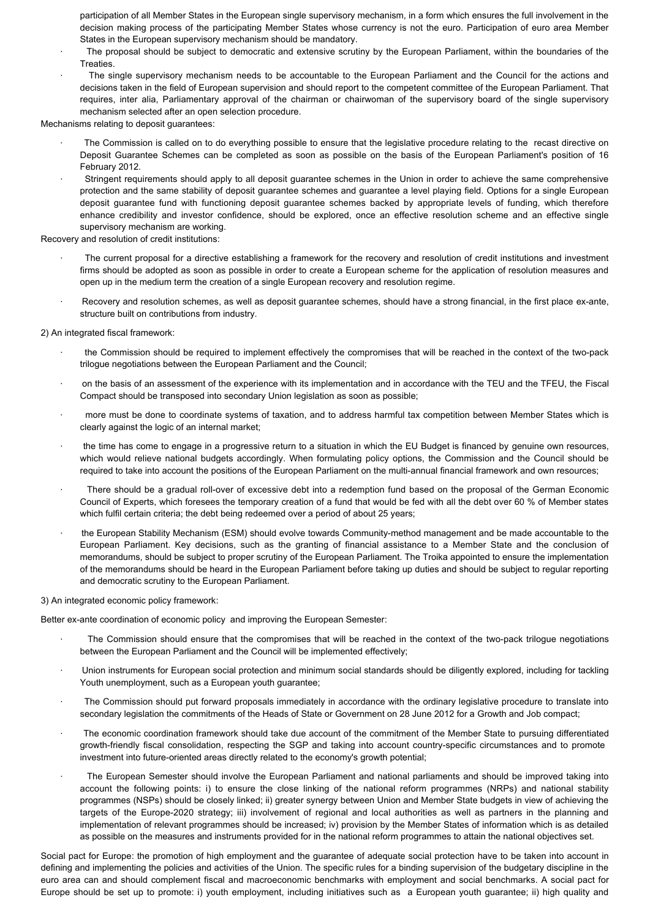participation of all Member States in the European single supervisory mechanism, in a form which ensures the full involvement in the decision making process of the participating Member States whose currency is not the euro. Participation of euro area Member States in the European supervisory mechanism should be mandatory.

- The proposal should be subject to democratic and extensive scrutiny by the European Parliament, within the boundaries of the Treaties.
- The single supervisory mechanism needs to be accountable to the European Parliament and the Council for the actions and decisions taken in the field of European supervision and should report to the competent committee of the European Parliament. That requires, inter alia, Parliamentary approval of the chairman or chairwoman of the supervisory board of the single supervisory mechanism selected after an open selection procedure.

Mechanisms relating to deposit guarantees:

- The Commission is called on to do everything possible to ensure that the legislative procedure relating to the recast directive on Deposit Guarantee Schemes can be completed as soon as possible on the basis of the European Parliament's position of 16 February 2012.
- Stringent requirements should apply to all deposit guarantee schemes in the Union in order to achieve the same comprehensive protection and the same stability of deposit guarantee schemes and guarantee a level playing field. Options for a single European deposit guarantee fund with functioning deposit guarantee schemes backed by appropriate levels of funding, which therefore enhance credibility and investor confidence, should be explored, once an effective resolution scheme and an effective single supervisory mechanism are working.

Recovery and resolution of credit institutions:

- The current proposal for a directive establishing a framework for the recovery and resolution of credit institutions and investment firms should be adopted as soon as possible in order to create a European scheme for the application of resolution measures and open up in the medium term the creation of a single European recovery and resolution regime.
- Recovery and resolution schemes, as well as deposit guarantee schemes, should have a strong financial, in the first place ex-ante, structure built on contributions from industry.

2) An integrated fiscal framework:

- the Commission should be required to implement effectively the compromises that will be reached in the context of the two-pack trilogue negotiations between the European Parliament and the Council;
- on the basis of an assessment of the experience with its implementation and in accordance with the TEU and the TFEU, the Fiscal Compact should be transposed into secondary Union legislation as soon as possible;
- more must be done to coordinate systems of taxation, and to address harmful tax competition between Member States which is clearly against the logic of an internal market;
- the time has come to engage in a progressive return to a situation in which the EU Budget is financed by genuine own resources, which would relieve national budgets accordingly. When formulating policy options, the Commission and the Council should be required to take into account the positions of the European Parliament on the multi-annual financial framework and own resources;
- There should be a gradual roll-over of excessive debt into a redemption fund based on the proposal of the German Economic Council of Experts, which foresees the temporary creation of a fund that would be fed with all the debt over 60 % of Member states which fulfil certain criteria; the debt being redeemed over a period of about 25 years;
- the European Stability Mechanism (ESM) should evolve towards Community-method management and be made accountable to the European Parliament. Key decisions, such as the granting of financial assistance to a Member State and the conclusion of memorandums, should be subject to proper scrutiny of the European Parliament. The Troika appointed to ensure the implementation of the memorandums should be heard in the European Parliament before taking up duties and should be subject to regular reporting and democratic scrutiny to the European Parliament.

3) An integrated economic policy framework:

Better ex-ante coordination of economic policy and improving the European Semester:

- The Commission should ensure that the compromises that will be reached in the context of the two-pack trilogue negotiations between the European Parliament and the Council will be implemented effectively;
- Union instruments for European social protection and minimum social standards should be diligently explored, including for tackling Youth unemployment, such as a European youth guarantee;
- The Commission should put forward proposals immediately in accordance with the ordinary legislative procedure to translate into secondary legislation the commitments of the Heads of State or Government on 28 June 2012 for a Growth and Job compact;
- The economic coordination framework should take due account of the commitment of the Member State to pursuing differentiated growth-friendly fiscal consolidation, respecting the SGP and taking into account country-specific circumstances and to promote investment into future-oriented areas directly related to the economy's growth potential;
- The European Semester should involve the European Parliament and national parliaments and should be improved taking into account the following points: i) to ensure the close linking of the national reform programmes (NRPs) and national stability programmes (NSPs) should be closely linked; ii) greater synergy between Union and Member State budgets in view of achieving the targets of the Europe-2020 strategy; iii) involvement of regional and local authorities as well as partners in the planning and implementation of relevant programmes should be increased; iv) provision by the Member States of information which is as detailed as possible on the measures and instruments provided for in the national reform programmes to attain the national objectives set.

Social pact for Europe: the promotion of high employment and the guarantee of adequate social protection have to be taken into account in defining and implementing the policies and activities of the Union. The specific rules for a binding supervision of the budgetary discipline in the euro area can and should complement fiscal and macroeconomic benchmarks with employment and social benchmarks. A social pact for Europe should be set up to promote: i) youth employment, including initiatives such as a European youth guarantee; ii) high quality and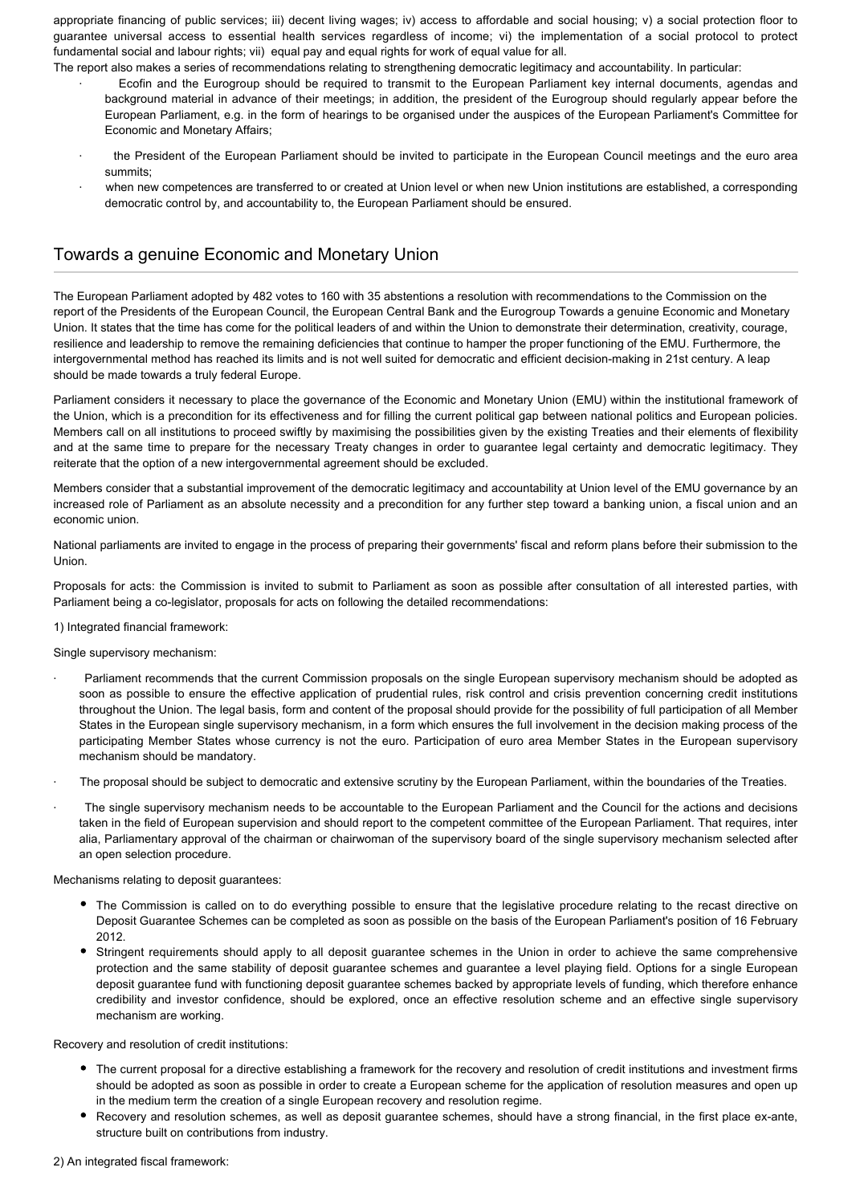appropriate financing of public services; iii) decent living wages; iv) access to affordable and social housing; v) a social protection floor to guarantee universal access to essential health services regardless of income; vi) the implementation of a social protocol to protect fundamental social and labour rights; vii) equal pay and equal rights for work of equal value for all.

The report also makes a series of recommendations relating to strengthening democratic legitimacy and accountability. In particular:

- Ecofin and the Eurogroup should be required to transmit to the European Parliament key internal documents, agendas and background material in advance of their meetings; in addition, the president of the Eurogroup should regularly appear before the European Parliament, e.g. in the form of hearings to be organised under the auspices of the European Parliament's Committee for Economic and Monetary Affairs;
- the President of the European Parliament should be invited to participate in the European Council meetings and the euro area summits;
- when new competences are transferred to or created at Union level or when new Union institutions are established, a corresponding democratic control by, and accountability to, the European Parliament should be ensured.

## Towards a genuine Economic and Monetary Union

The European Parliament adopted by 482 votes to 160 with 35 abstentions a resolution with recommendations to the Commission on the report of the Presidents of the European Council, the European Central Bank and the Eurogroup Towards a genuine Economic and Monetary Union. It states that the time has come for the political leaders of and within the Union to demonstrate their determination, creativity, courage, resilience and leadership to remove the remaining deficiencies that continue to hamper the proper functioning of the EMU. Furthermore, the intergovernmental method has reached its limits and is not well suited for democratic and efficient decision-making in 21st century. A leap should be made towards a truly federal Europe.

Parliament considers it necessary to place the governance of the Economic and Monetary Union (EMU) within the institutional framework of the Union, which is a precondition for its effectiveness and for filling the current political gap between national politics and European policies. Members call on all institutions to proceed swiftly by maximising the possibilities given by the existing Treaties and their elements of flexibility and at the same time to prepare for the necessary Treaty changes in order to guarantee legal certainty and democratic legitimacy. They reiterate that the option of a new intergovernmental agreement should be excluded.

Members consider that a substantial improvement of the democratic legitimacy and accountability at Union level of the EMU governance by an increased role of Parliament as an absolute necessity and a precondition for any further step toward a banking union, a fiscal union and an economic union.

National parliaments are invited to engage in the process of preparing their governments' fiscal and reform plans before their submission to the Union.

Proposals for acts: the Commission is invited to submit to Parliament as soon as possible after consultation of all interested parties, with Parliament being a co-legislator, proposals for acts on following the detailed recommendations:

1) Integrated financial framework:

Single supervisory mechanism:

- Parliament recommends that the current Commission proposals on the single European supervisory mechanism should be adopted as soon as possible to ensure the effective application of prudential rules, risk control and crisis prevention concerning credit institutions throughout the Union. The legal basis, form and content of the proposal should provide for the possibility of full participation of all Member States in the European single supervisory mechanism, in a form which ensures the full involvement in the decision making process of the participating Member States whose currency is not the euro. Participation of euro area Member States in the European supervisory mechanism should be mandatory.
- The proposal should be subject to democratic and extensive scrutiny by the European Parliament, within the boundaries of the Treaties.
- The single supervisory mechanism needs to be accountable to the European Parliament and the Council for the actions and decisions taken in the field of European supervision and should report to the competent committee of the European Parliament. That requires, inter alia, Parliamentary approval of the chairman or chairwoman of the supervisory board of the single supervisory mechanism selected after an open selection procedure.

Mechanisms relating to deposit guarantees:

- The Commission is called on to do everything possible to ensure that the legislative procedure relating to the recast directive on Deposit Guarantee Schemes can be completed as soon as possible on the basis of the European Parliament's position of 16 February 2012.
- Stringent requirements should apply to all deposit guarantee schemes in the Union in order to achieve the same comprehensive protection and the same stability of deposit guarantee schemes and guarantee a level playing field. Options for a single European deposit guarantee fund with functioning deposit guarantee schemes backed by appropriate levels of funding, which therefore enhance credibility and investor confidence, should be explored, once an effective resolution scheme and an effective single supervisory mechanism are working.

Recovery and resolution of credit institutions:

- The current proposal for a directive establishing a framework for the recovery and resolution of credit institutions and investment firms should be adopted as soon as possible in order to create a European scheme for the application of resolution measures and open up in the medium term the creation of a single European recovery and resolution regime.
- Recovery and resolution schemes, as well as deposit guarantee schemes, should have a strong financial, in the first place ex-ante, structure built on contributions from industry.

2) An integrated fiscal framework: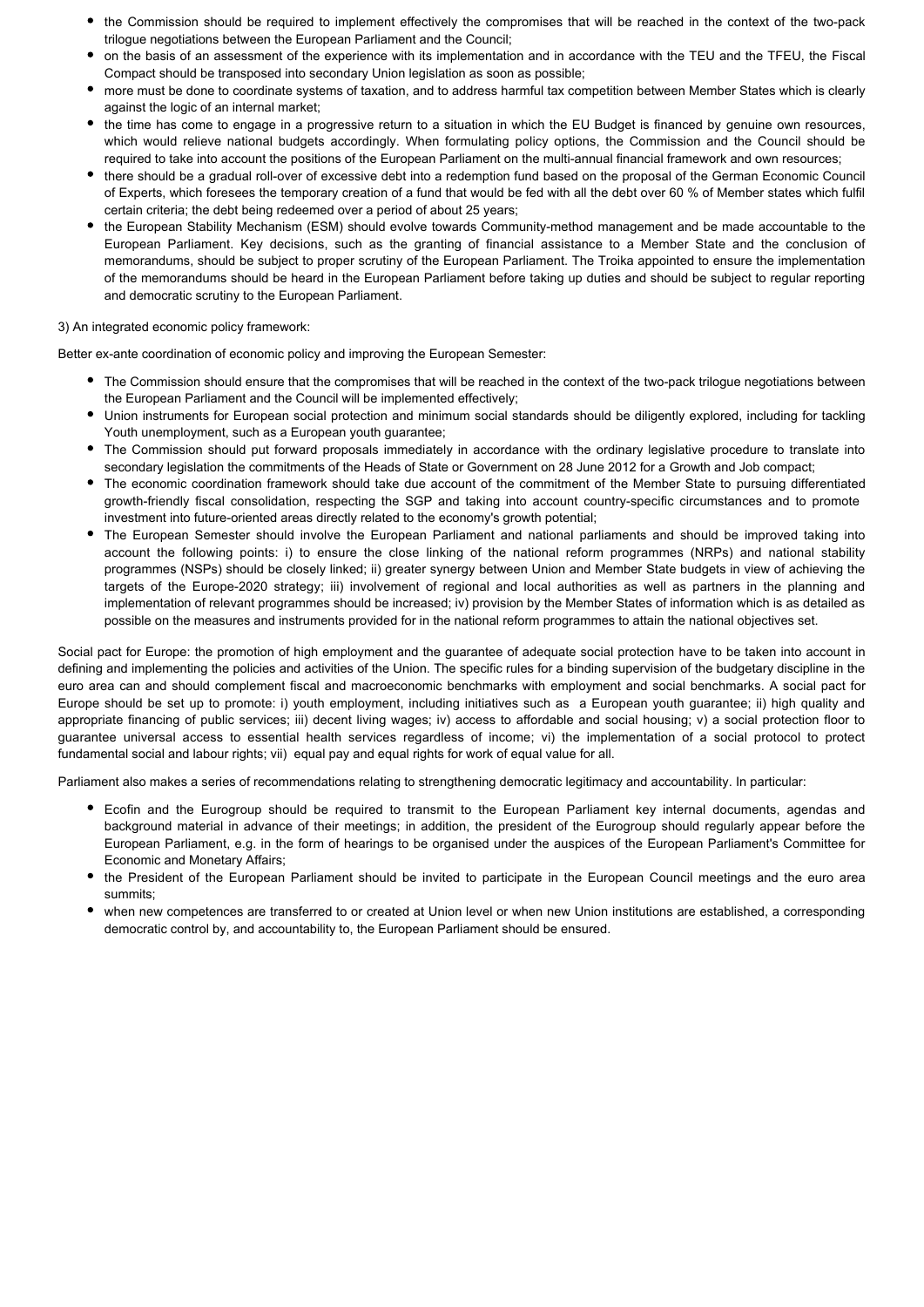- the Commission should be required to implement effectively the compromises that will be reached in the context of the two-pack trilogue negotiations between the European Parliament and the Council;
- on the basis of an assessment of the experience with its implementation and in accordance with the TEU and the TFEU, the Fiscal Compact should be transposed into secondary Union legislation as soon as possible;
- more must be done to coordinate systems of taxation, and to address harmful tax competition between Member States which is clearly against the logic of an internal market;
- the time has come to engage in a progressive return to a situation in which the EU Budget is financed by genuine own resources, which would relieve national budgets accordingly. When formulating policy options, the Commission and the Council should be required to take into account the positions of the European Parliament on the multi-annual financial framework and own resources;
- there should be a gradual roll-over of excessive debt into a redemption fund based on the proposal of the German Economic Council of Experts, which foresees the temporary creation of a fund that would be fed with all the debt over 60 % of Member states which fulfil certain criteria; the debt being redeemed over a period of about 25 years;
- the European Stability Mechanism (ESM) should evolve towards Community-method management and be made accountable to the European Parliament. Key decisions, such as the granting of financial assistance to a Member State and the conclusion of memorandums, should be subject to proper scrutiny of the European Parliament. The Troika appointed to ensure the implementation of the memorandums should be heard in the European Parliament before taking up duties and should be subject to regular reporting and democratic scrutiny to the European Parliament.

3) An integrated economic policy framework:

Better ex-ante coordination of economic policy and improving the European Semester:

- The Commission should ensure that the compromises that will be reached in the context of the two-pack trilogue negotiations between the European Parliament and the Council will be implemented effectively;
- Union instruments for European social protection and minimum social standards should be diligently explored, including for tackling Youth unemployment, such as a European youth guarantee;
- The Commission should put forward proposals immediately in accordance with the ordinary legislative procedure to translate into secondary legislation the commitments of the Heads of State or Government on 28 June 2012 for a Growth and Job compact;
- The economic coordination framework should take due account of the commitment of the Member State to pursuing differentiated growth-friendly fiscal consolidation, respecting the SGP and taking into account country-specific circumstances and to promote investment into future-oriented areas directly related to the economy's growth potential;
- The European Semester should involve the European Parliament and national parliaments and should be improved taking into account the following points: i) to ensure the close linking of the national reform programmes (NRPs) and national stability programmes (NSPs) should be closely linked; ii) greater synergy between Union and Member State budgets in view of achieving the targets of the Europe-2020 strategy; iii) involvement of regional and local authorities as well as partners in the planning and implementation of relevant programmes should be increased; iv) provision by the Member States of information which is as detailed as possible on the measures and instruments provided for in the national reform programmes to attain the national objectives set.

Social pact for Europe: the promotion of high employment and the guarantee of adequate social protection have to be taken into account in defining and implementing the policies and activities of the Union. The specific rules for a binding supervision of the budgetary discipline in the euro area can and should complement fiscal and macroeconomic benchmarks with employment and social benchmarks. A social pact for Europe should be set up to promote: i) youth employment, including initiatives such as a European youth guarantee; ii) high quality and appropriate financing of public services; iii) decent living wages; iv) access to affordable and social housing; v) a social protection floor to guarantee universal access to essential health services regardless of income; vi) the implementation of a social protocol to protect fundamental social and labour rights; vii) equal pay and equal rights for work of equal value for all.

Parliament also makes a series of recommendations relating to strengthening democratic legitimacy and accountability. In particular:

- Ecofin and the Eurogroup should be required to transmit to the European Parliament key internal documents, agendas and background material in advance of their meetings; in addition, the president of the Eurogroup should regularly appear before the European Parliament, e.g. in the form of hearings to be organised under the auspices of the European Parliament's Committee for Economic and Monetary Affairs;
- the President of the European Parliament should be invited to participate in the European Council meetings and the euro area summits;
- when new competences are transferred to or created at Union level or when new Union institutions are established, a corresponding democratic control by, and accountability to, the European Parliament should be ensured.